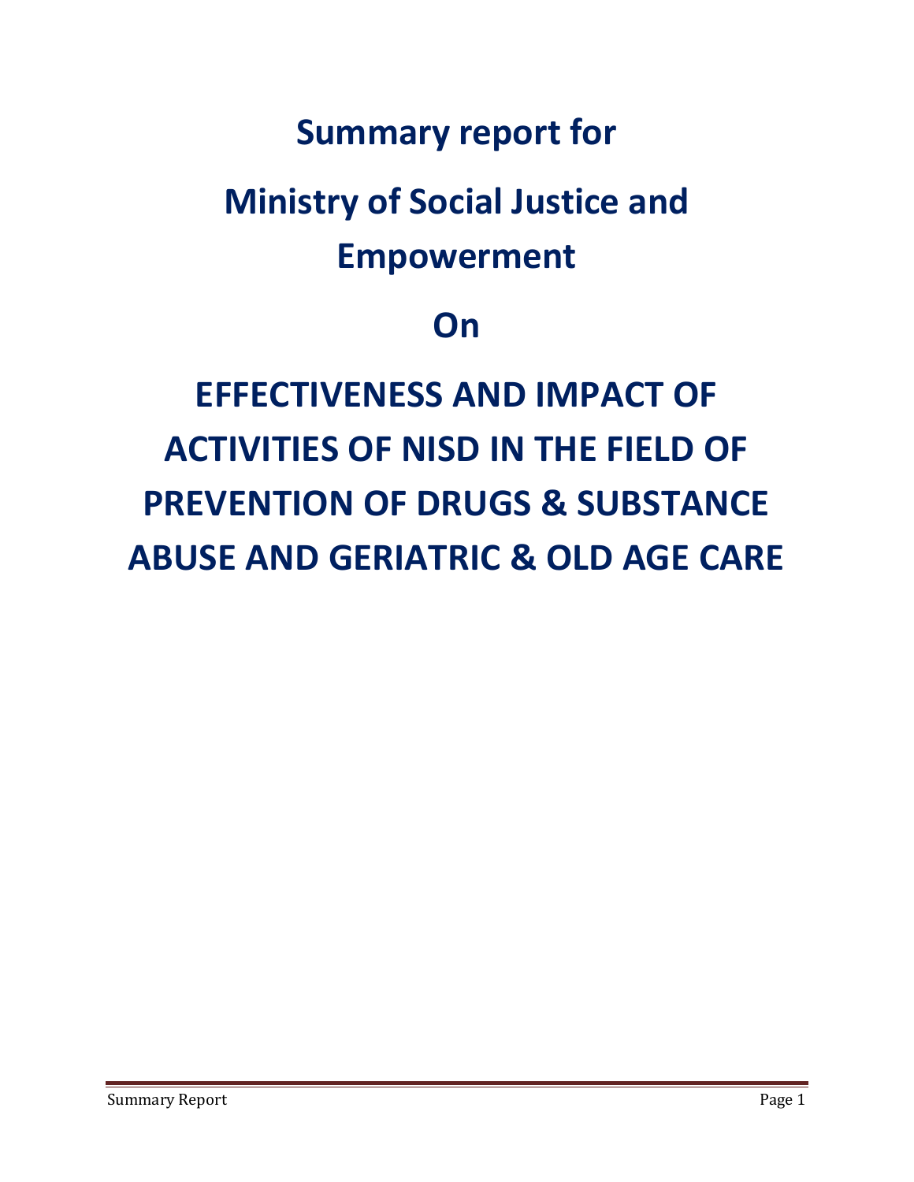# Summary report for

# Ministry of Social Justice and Empowerment

# On

# EFFECTIVENESS AND IMPACT OF ACTIVITIES OF NISD IN THE FIELD OF PREVENTION OF DRUGS & SUBSTANCE ABUSE AND GERIATRIC & OLD AGE CARE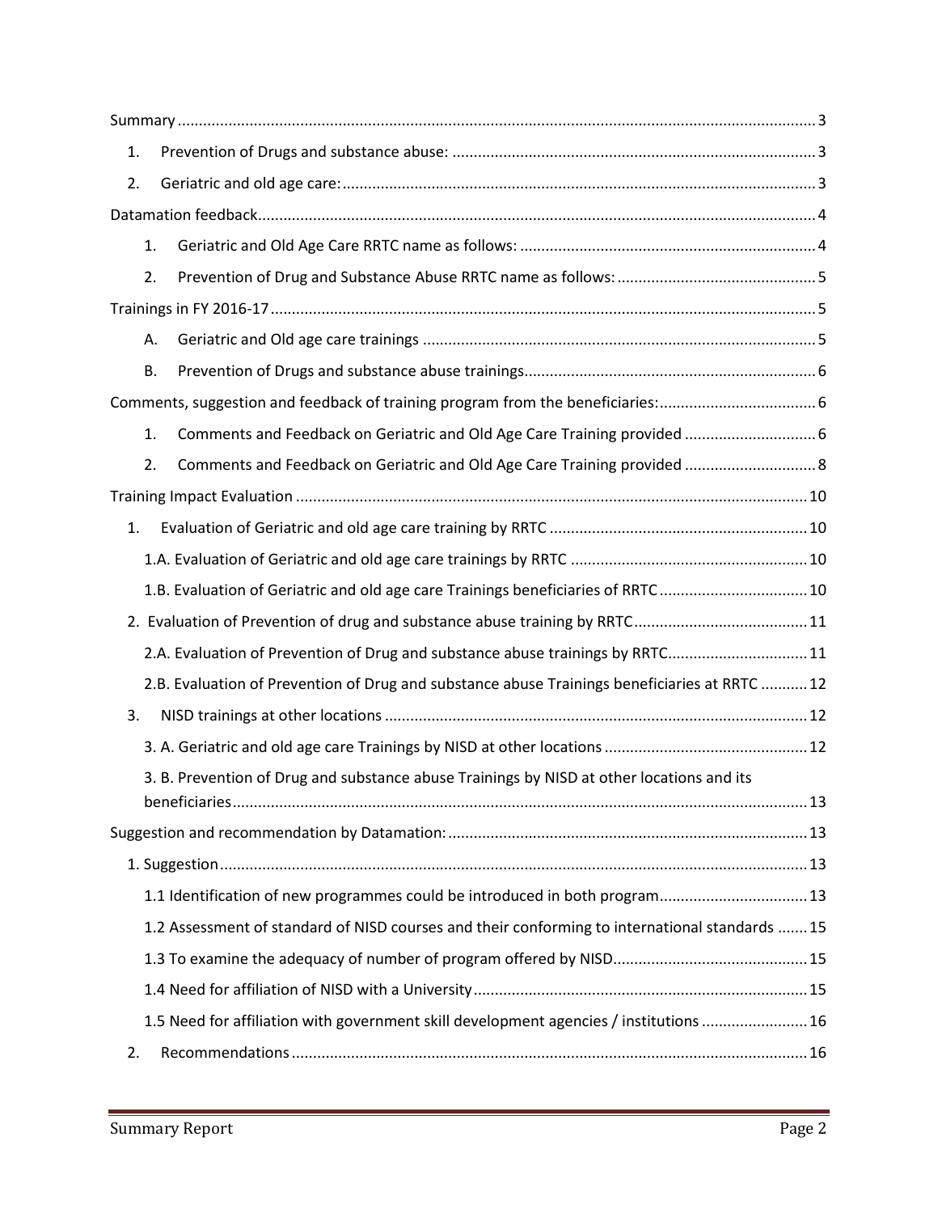Summary ..... 3

1. Prevention of Drugs and substance abuse: ..... 3
2. Geriatric and old age care: ..... 3

Datamation feedback ..... 4

1. Geriatric and Old Age Care RRTC name as follows: ..... 4
2. Prevention of Drug and Substance Abuse RRTC name as follows: ..... 5

Trainings in FY 2016-17 ..... 5

A. Geriatric and Old age care trainings ..... 5
B. Prevention of Drugs and substance abuse trainings ..... 6

Comments, suggestion and feedback of training program from the beneficiaries: ..... 6

1. Comments and Feedback on Geriatric and Old Age Care Training provided ..... 6
2. Comments and Feedback on Geriatric and Old Age Care Training provided ..... 8

Training Impact Evaluation ..... 10

1. Evaluation of Geriatric and old age care training by RRTC ..... 10
   - 1.A. Evaluation of Geriatric and old age care trainings by RRTC ..... 10
   - 1.B. Evaluation of Geriatric and old age care Trainings beneficiaries of RRTC ..... 10
2. Evaluation of Prevention of drug and substance abuse training by RRTC ..... 11
   - 2.A. Evaluation of Prevention of Drug and substance abuse trainings by RRTC ..... 11
   - 2.B. Evaluation of Prevention of Drug and substance abuse Trainings beneficiaries at RRTC ..... 12
3. NISD trainings at other locations ..... 12
   - 3. A. Geriatric and old age care Trainings by NISD at other locations ..... 12
   - 3. B. Prevention of Drug and substance abuse Trainings by NISD at other locations and its beneficiaries ..... 13

Suggestion and recommendation by Datamation: ..... 13

1. Suggestion ..... 13
   - 1.1 Identification of new programmes could be introduced in both program ..... 13
   - 1.2 Assessment of standard of NISD courses and their conforming to international standards ..... 15
   - 1.3 To examine the adequacy of number of program offered by NISD ..... 15
   - 1.4 Need for affiliation of NISD with a University ..... 15
   - 1.5 Need for affiliation with government skill development agencies / institutions ..... 16
2. Recommendations ..... 16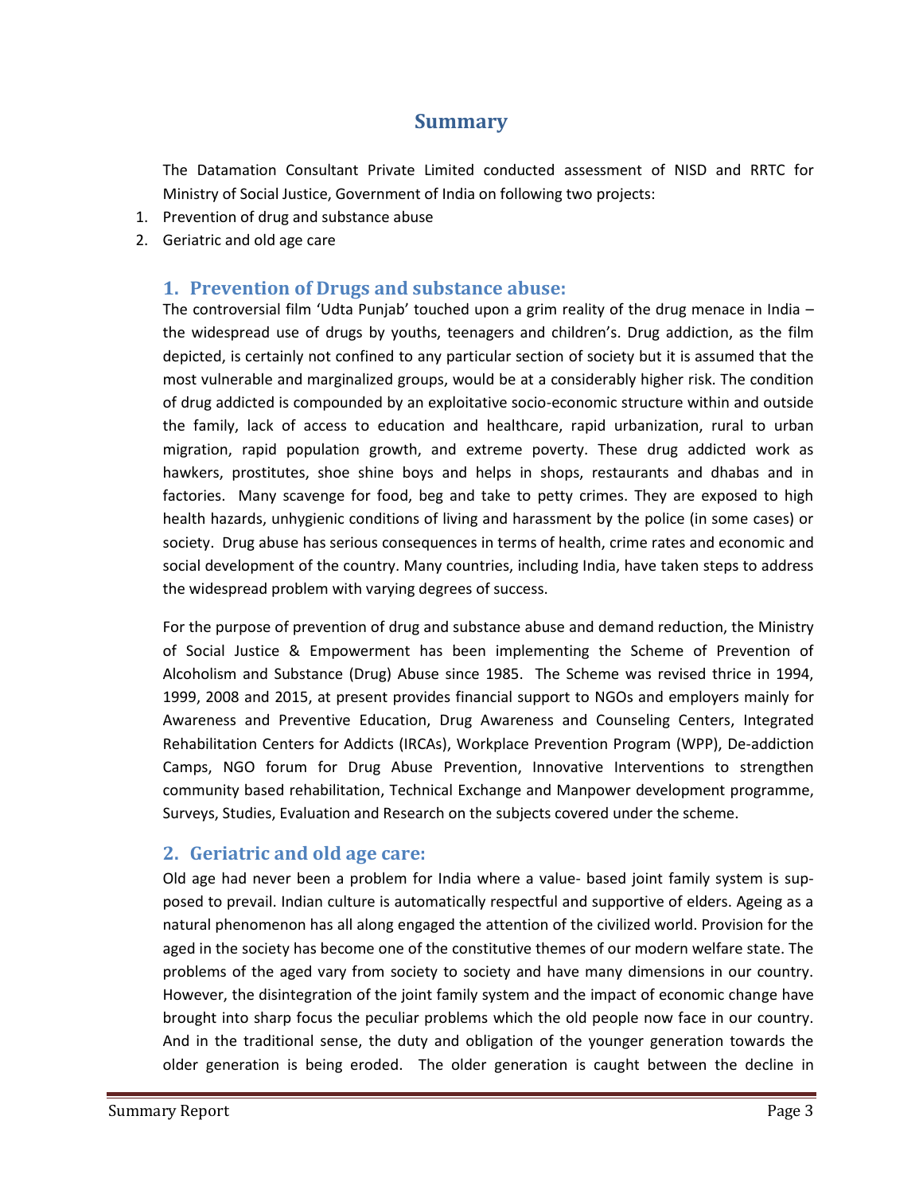# Summary

The Datamation Consultant Private Limited conducted assessment of NISD and RRTC for Ministry of Social Justice, Government of India on following two projects:

1. Prevention of drug and substance abuse
2. Geriatric and old age care

## 1. Prevention of Drugs and substance abuse:

The controversial film 'Udta Punjab' touched upon a grim reality of the drug menace in India – the widespread use of drugs by youths, teenagers and children's. Drug addiction, as the film depicted, is certainly not confined to any particular section of society but it is assumed that the most vulnerable and marginalized groups, would be at a considerably higher risk. The condition of drug addicted is compounded by an exploitative socio-economic structure within and outside the family, lack of access to education and healthcare, rapid urbanization, rural to urban migration, rapid population growth, and extreme poverty. These drug addicted work as hawkers, prostitutes, shoe shine boys and helps in shops, restaurants and dhabas and in factories. Many scavenge for food, beg and take to petty crimes. They are exposed to high health hazards, unhygienic conditions of living and harassment by the police (in some cases) or society. Drug abuse has serious consequences in terms of health, crime rates and economic and social development of the country. Many countries, including India, have taken steps to address the widespread problem with varying degrees of success.

For the purpose of prevention of drug and substance abuse and demand reduction, the Ministry of Social Justice & Empowerment has been implementing the Scheme of Prevention of Alcoholism and Substance (Drug) Abuse since 1985. The Scheme was revised thrice in 1994, 1999, 2008 and 2015, at present provides financial support to NGOs and employers mainly for Awareness and Preventive Education, Drug Awareness and Counseling Centers, Integrated Rehabilitation Centers for Addicts (IRCAs), Workplace Prevention Program (WPP), De-addiction Camps, NGO forum for Drug Abuse Prevention, Innovative Interventions to strengthen community based rehabilitation, Technical Exchange and Manpower development programme, Surveys, Studies, Evaluation and Research on the subjects covered under the scheme.

## 2. Geriatric and old age care:

Old age had never been a problem for India where a value- based joint family system is supposed to prevail. Indian culture is automatically respectful and supportive of elders. Ageing as a natural phenomenon has all along engaged the attention of the civilized world. Provision for the aged in the society has become one of the constitutive themes of our modern welfare state. The problems of the aged vary from society to society and have many dimensions in our country. However, the disintegration of the joint family system and the impact of economic change have brought into sharp focus the peculiar problems which the old people now face in our country. And in the traditional sense, the duty and obligation of the younger generation towards the older generation is being eroded. The older generation is caught between the decline in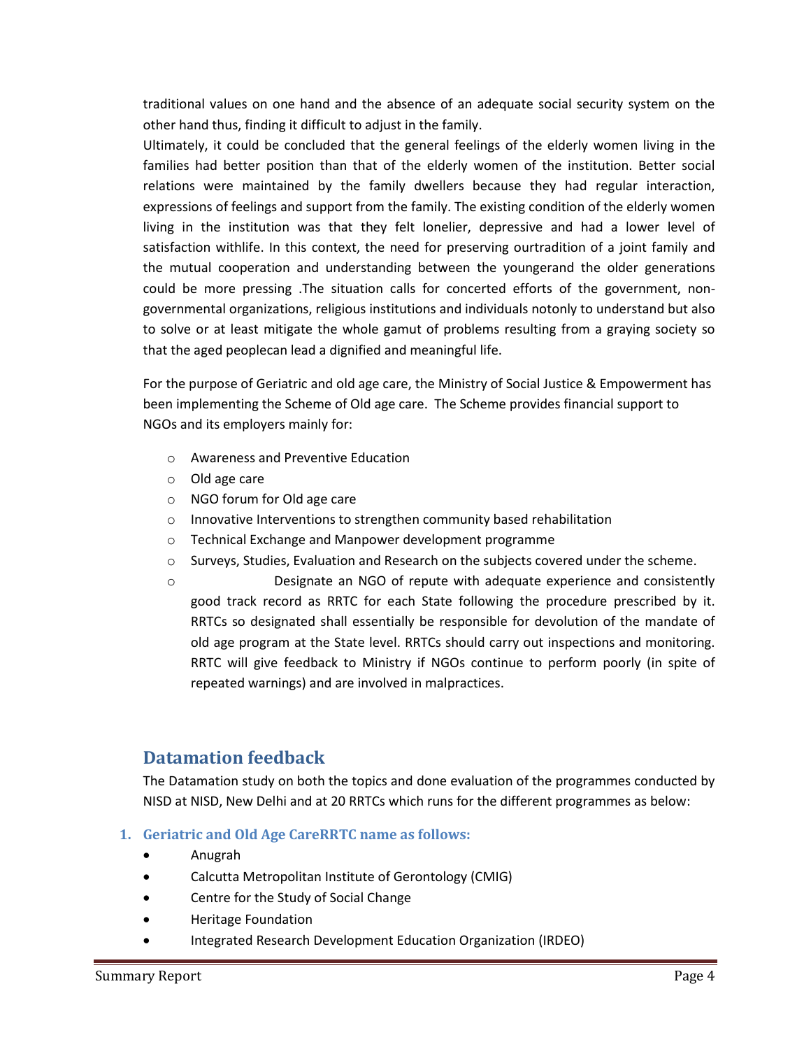traditional values on one hand and the absence of an adequate social security system on the other hand thus, finding it difficult to adjust in the family.

Ultimately, it could be concluded that the general feelings of the elderly women living in the families had better position than that of the elderly women of the institution. Better social relations were maintained by the family dwellers because they had regular interaction, expressions of feelings and support from the family. The existing condition of the elderly women living in the institution was that they felt lonelier, depressive and had a lower level of satisfaction withlife. In this context, the need for preserving ourtradition of a joint family and the mutual cooperation and understanding between the youngerand the older generations could be more pressing .The situation calls for concerted efforts of the government, non-governmental organizations, religious institutions and individuals notonly to understand but also to solve or at least mitigate the whole gamut of problems resulting from a graying society so that the aged peoplecan lead a dignified and meaningful life.

For the purpose of Geriatric and old age care, the Ministry of Social Justice & Empowerment has been implementing the Scheme of Old age care. The Scheme provides financial support to NGOs and its employers mainly for:

- Awareness and Preventive Education
- Old age care
- NGO forum for Old age care
- Innovative Interventions to strengthen community based rehabilitation
- Technical Exchange and Manpower development programme
- Surveys, Studies, Evaluation and Research on the subjects covered under the scheme.
- Designate an NGO of repute with adequate experience and consistently good track record as RRTC for each State following the procedure prescribed by it. RRTCs so designated shall essentially be responsible for devolution of the mandate of old age program at the State level. RRTCs should carry out inspections and monitoring. RRTC will give feedback to Ministry if NGOs continue to perform poorly (in spite of repeated warnings) and are involved in malpractices.

## Datamation feedback

The Datamation study on both the topics and done evaluation of the programmes conducted by NISD at NISD, New Delhi and at 20 RRTCs which runs for the different programmes as below:

### 1. Geriatric and Old Age CareRRTC name as follows:

- Anugrah
- Calcutta Metropolitan Institute of Gerontology (CMIG)
- Centre for the Study of Social Change
- Heritage Foundation
- Integrated Research Development Education Organization (IRDEO)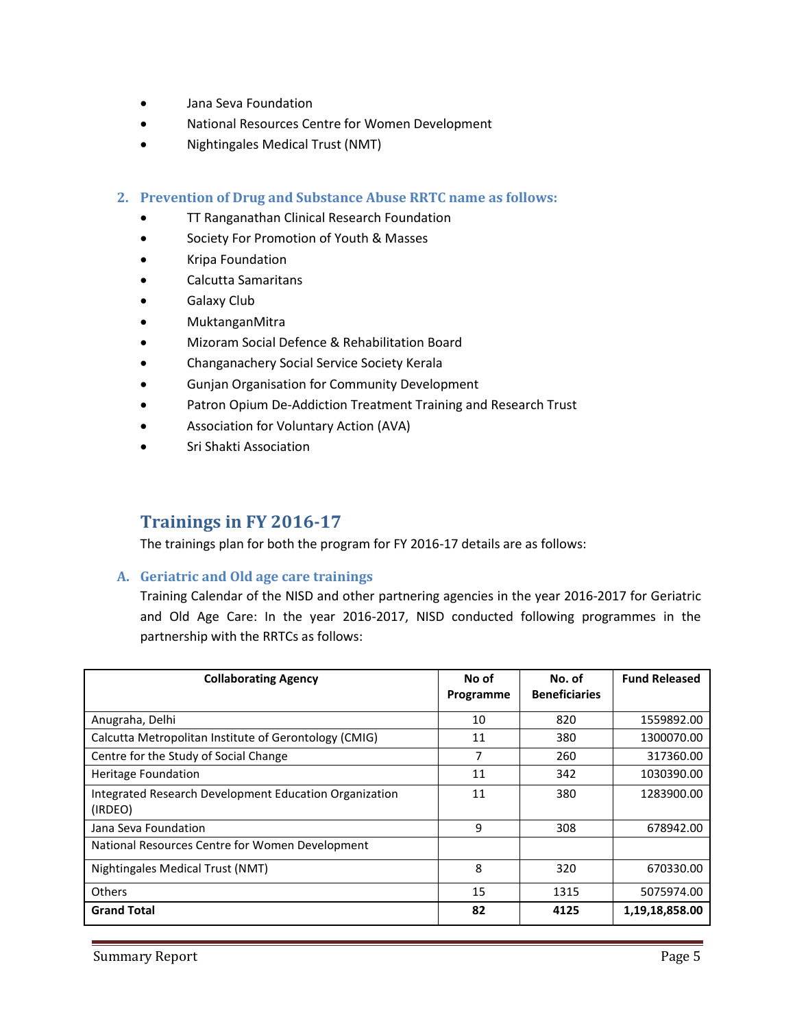- Jana Seva Foundation
- National Resources Centre for Women Development
- Nightingales Medical Trust (NMT)

## 2. Prevention of Drug and Substance Abuse RRTC name as follows:

- TT Ranganathan Clinical Research Foundation
- Society For Promotion of Youth & Masses
- Kripa Foundation
- Calcutta Samaritans
- Galaxy Club
- MuktanganMitra
- Mizoram Social Defence & Rehabilitation Board
- Changanachery Social Service Society Kerala
- Gunjan Organisation for Community Development
- Patron Opium De-Addiction Treatment Training and Research Trust
- Association for Voluntary Action (AVA)
- Sri Shakti Association

# Trainings in FY 2016-17

The trainings plan for both the program for FY 2016-17 details are as follows:

## A. Geriatric and Old age care trainings

Training Calendar of the NISD and other partnering agencies in the year 2016-2017 for Geriatric and Old Age Care: In the year 2016-2017, NISD conducted following programmes in the partnership with the RRTCs as follows:

| Collaborating Agency | No of Programme | No. of Beneficiaries | Fund Released |
|---|---|---|---|
| Anugraha, Delhi | 10 | 820 | 1559892.00 |
| Calcutta Metropolitan Institute of Gerontology (CMIG) | 11 | 380 | 1300070.00 |
| Centre for the Study of Social Change | 7 | 260 | 317360.00 |
| Heritage Foundation | 11 | 342 | 1030390.00 |
| Integrated Research Development Education Organization (IRDEO) | 11 | 380 | 1283900.00 |
| Jana Seva Foundation | 9 | 308 | 678942.00 |
| National Resources Centre for Women Development | | | |
| Nightingales Medical Trust (NMT) | 8 | 320 | 670330.00 |
| Others | 15 | 1315 | 5075974.00 |
| **Grand Total** | **82** | **4125** | **1,19,18,858.00** |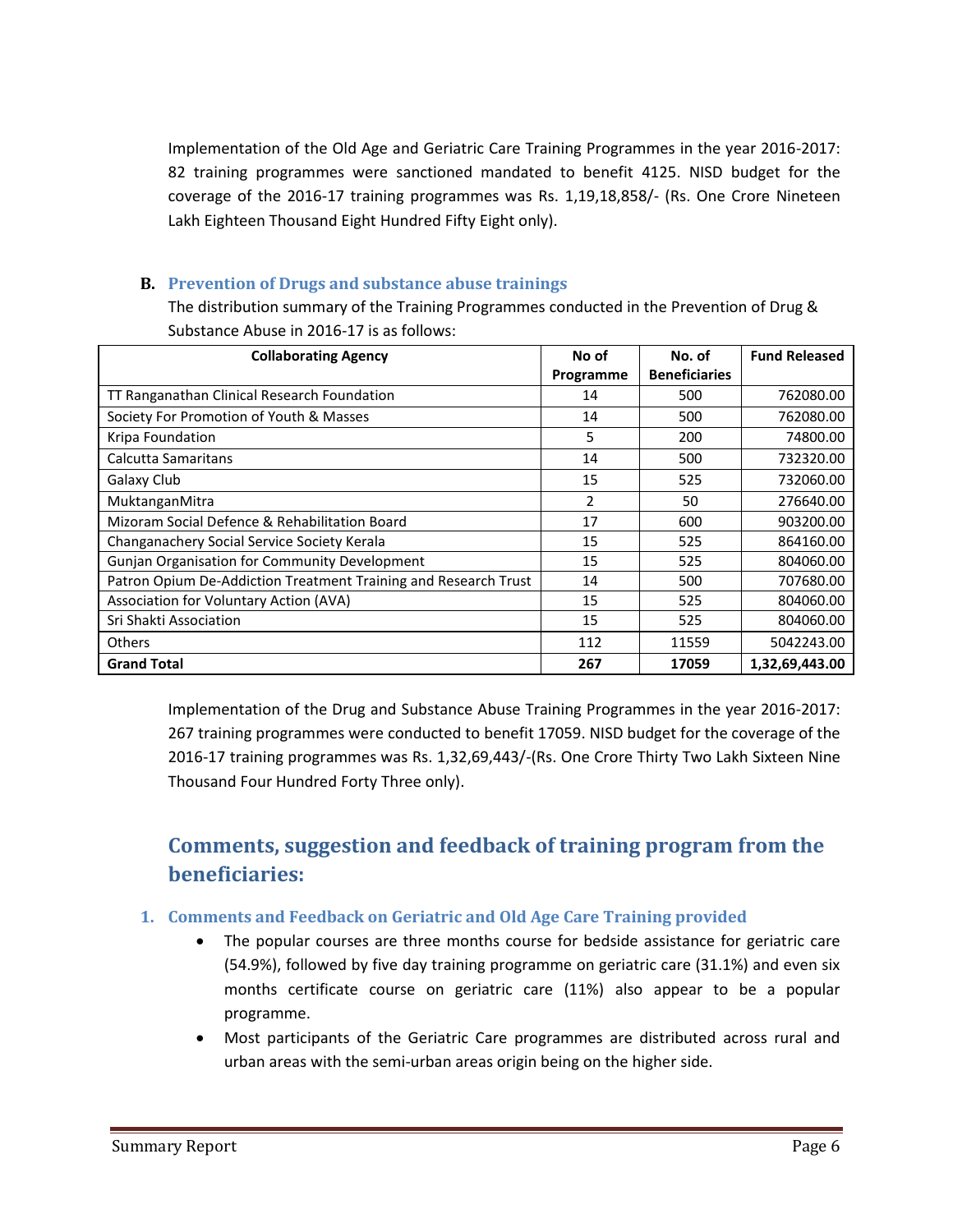Implementation of the Old Age and Geriatric Care Training Programmes in the year 2016-2017: 82 training programmes were sanctioned mandated to benefit 4125. NISD budget for the coverage of the 2016-17 training programmes was Rs. 1,19,18,858/- (Rs. One Crore Nineteen Lakh Eighteen Thousand Eight Hundred Fifty Eight only).

### B. Prevention of Drugs and substance abuse trainings

The distribution summary of the Training Programmes conducted in the Prevention of Drug & Substance Abuse in 2016-17 is as follows:

| Collaborating Agency | No of Programme | No. of Beneficiaries | Fund Released |
|---|---|---|---|
| TT Ranganathan Clinical Research Foundation | 14 | 500 | 762080.00 |
| Society For Promotion of Youth & Masses | 14 | 500 | 762080.00 |
| Kripa Foundation | 5 | 200 | 74800.00 |
| Calcutta Samaritans | 14 | 500 | 732320.00 |
| Galaxy Club | 15 | 525 | 732060.00 |
| MuktanganMitra | 2 | 50 | 276640.00 |
| Mizoram Social Defence & Rehabilitation Board | 17 | 600 | 903200.00 |
| Changanachery Social Service Society Kerala | 15 | 525 | 864160.00 |
| Gunjan Organisation for Community Development | 15 | 525 | 804060.00 |
| Patron Opium De-Addiction Treatment Training and Research Trust | 14 | 500 | 707680.00 |
| Association for Voluntary Action (AVA) | 15 | 525 | 804060.00 |
| Sri Shakti Association | 15 | 525 | 804060.00 |
| Others | 112 | 11559 | 5042243.00 |
| **Grand Total** | **267** | **17059** | **1,32,69,443.00** |

Implementation of the Drug and Substance Abuse Training Programmes in the year 2016-2017: 267 training programmes were conducted to benefit 17059. NISD budget for the coverage of the 2016-17 training programmes was Rs. 1,32,69,443/-(Rs. One Crore Thirty Two Lakh Sixteen Nine Thousand Four Hundred Forty Three only).

## Comments, suggestion and feedback of training program from the beneficiaries:

### 1. Comments and Feedback on Geriatric and Old Age Care Training provided

- The popular courses are three months course for bedside assistance for geriatric care (54.9%), followed by five day training programme on geriatric care (31.1%) and even six months certificate course on geriatric care (11%) also appear to be a popular programme.
- Most participants of the Geriatric Care programmes are distributed across rural and urban areas with the semi-urban areas origin being on the higher side.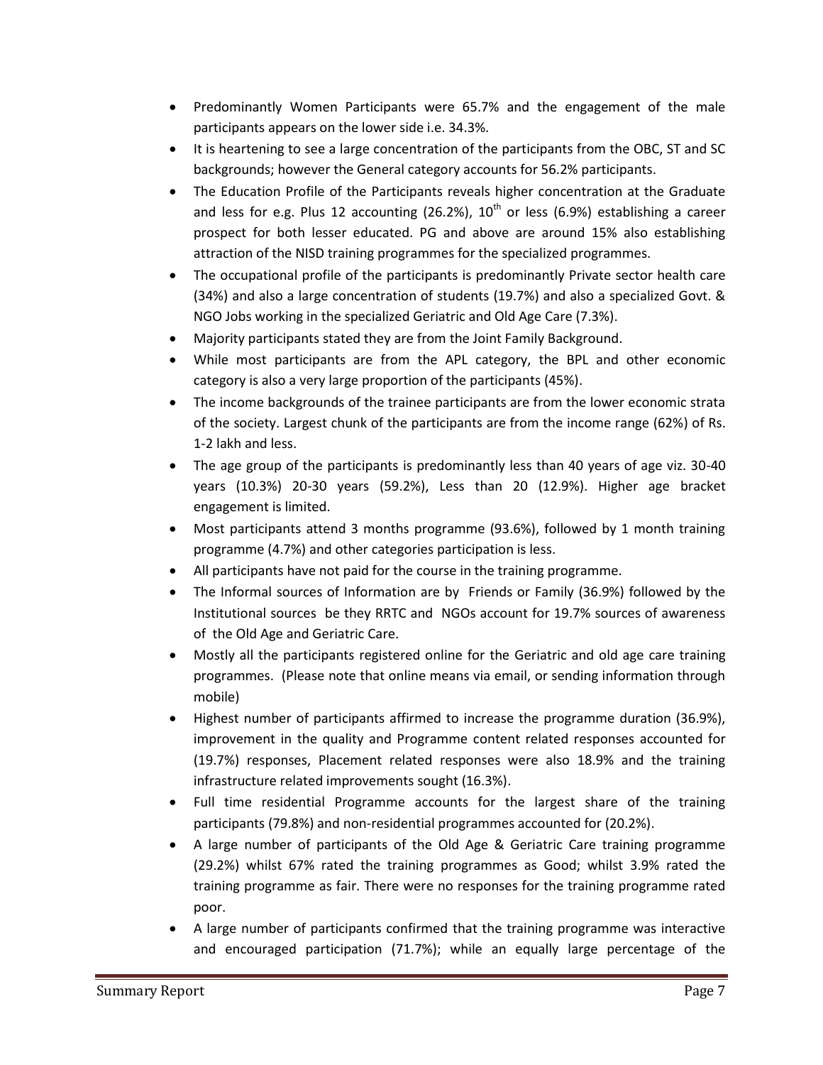- Predominantly Women Participants were 65.7% and the engagement of the male participants appears on the lower side i.e. 34.3%.
- It is heartening to see a large concentration of the participants from the OBC, ST and SC backgrounds; however the General category accounts for 56.2% participants.
- The Education Profile of the Participants reveals higher concentration at the Graduate and less for e.g. Plus 12 accounting (26.2%), 10th or less (6.9%) establishing a career prospect for both lesser educated. PG and above are around 15% also establishing attraction of the NISD training programmes for the specialized programmes.
- The occupational profile of the participants is predominantly Private sector health care (34%) and also a large concentration of students (19.7%) and also a specialized Govt. & NGO Jobs working in the specialized Geriatric and Old Age Care (7.3%).
- Majority participants stated they are from the Joint Family Background.
- While most participants are from the APL category, the BPL and other economic category is also a very large proportion of the participants (45%).
- The income backgrounds of the trainee participants are from the lower economic strata of the society. Largest chunk of the participants are from the income range (62%) of Rs. 1-2 lakh and less.
- The age group of the participants is predominantly less than 40 years of age viz. 30-40 years (10.3%) 20-30 years (59.2%), Less than 20 (12.9%). Higher age bracket engagement is limited.
- Most participants attend 3 months programme (93.6%), followed by 1 month training programme (4.7%) and other categories participation is less.
- All participants have not paid for the course in the training programme.
- The Informal sources of Information are by Friends or Family (36.9%) followed by the Institutional sources be they RRTC and NGOs account for 19.7% sources of awareness of the Old Age and Geriatric Care.
- Mostly all the participants registered online for the Geriatric and old age care training programmes. (Please note that online means via email, or sending information through mobile)
- Highest number of participants affirmed to increase the programme duration (36.9%), improvement in the quality and Programme content related responses accounted for (19.7%) responses, Placement related responses were also 18.9% and the training infrastructure related improvements sought (16.3%).
- Full time residential Programme accounts for the largest share of the training participants (79.8%) and non-residential programmes accounted for (20.2%).
- A large number of participants of the Old Age & Geriatric Care training programme (29.2%) whilst 67% rated the training programmes as Good; whilst 3.9% rated the training programme as fair. There were no responses for the training programme rated poor.
- A large number of participants confirmed that the training programme was interactive and encouraged participation (71.7%); while an equally large percentage of the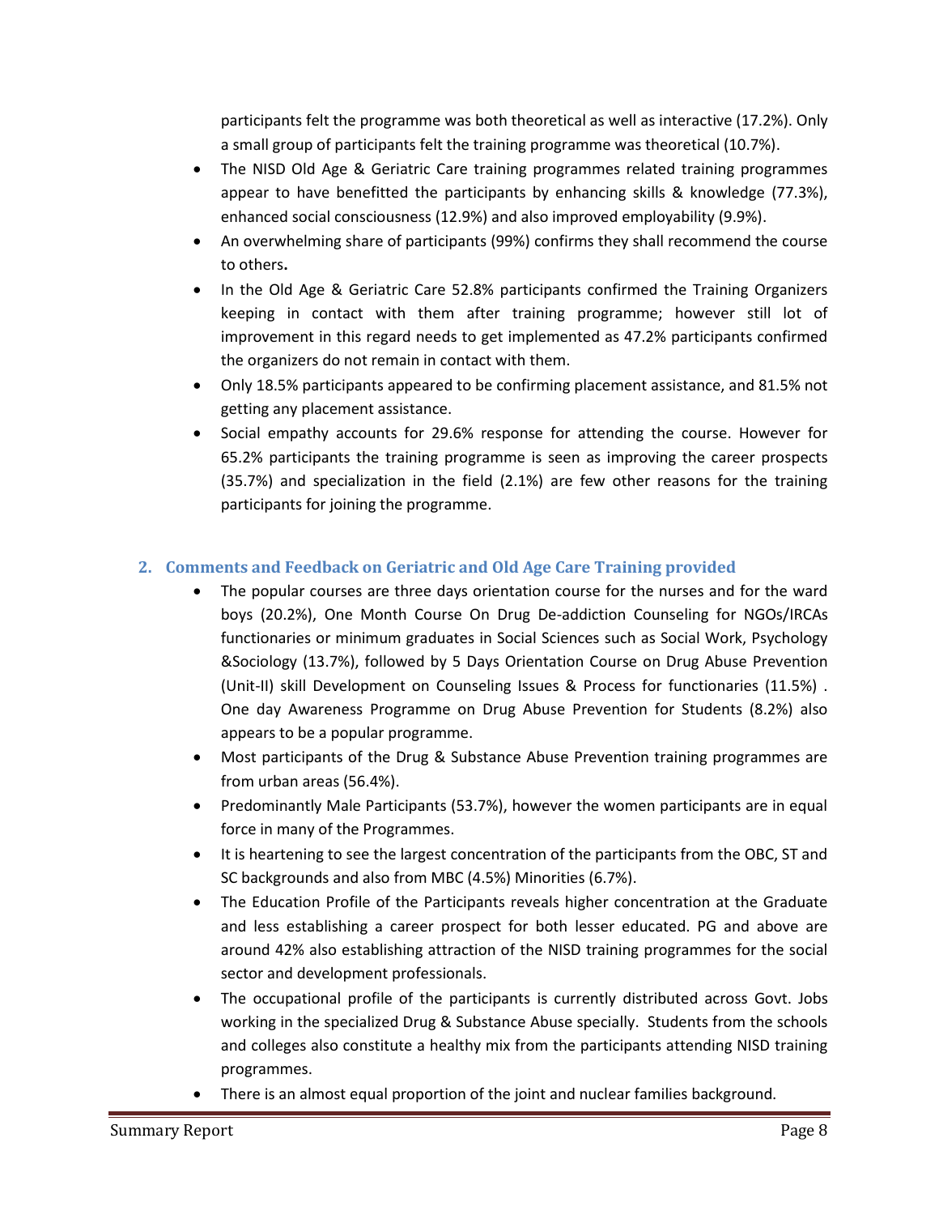participants felt the programme was both theoretical as well as interactive (17.2%). Only a small group of participants felt the training programme was theoretical (10.7%).

- The NISD Old Age & Geriatric Care training programmes related training programmes appear to have benefitted the participants by enhancing skills & knowledge (77.3%), enhanced social consciousness (12.9%) and also improved employability (9.9%).
- An overwhelming share of participants (99%) confirms they shall recommend the course to others**.**
- In the Old Age & Geriatric Care 52.8% participants confirmed the Training Organizers keeping in contact with them after training programme; however still lot of improvement in this regard needs to get implemented as 47.2% participants confirmed the organizers do not remain in contact with them.
- Only 18.5% participants appeared to be confirming placement assistance, and 81.5% not getting any placement assistance.
- Social empathy accounts for 29.6% response for attending the course. However for 65.2% participants the training programme is seen as improving the career prospects (35.7%) and specialization in the field (2.1%) are few other reasons for the training participants for joining the programme.

## 2. Comments and Feedback on Geriatric and Old Age Care Training provided

- The popular courses are three days orientation course for the nurses and for the ward boys (20.2%), One Month Course On Drug De-addiction Counseling for NGOs/IRCAs functionaries or minimum graduates in Social Sciences such as Social Work, Psychology &Sociology (13.7%), followed by 5 Days Orientation Course on Drug Abuse Prevention (Unit-II) skill Development on Counseling Issues & Process for functionaries (11.5%) . One day Awareness Programme on Drug Abuse Prevention for Students (8.2%) also appears to be a popular programme.
- Most participants of the Drug & Substance Abuse Prevention training programmes are from urban areas (56.4%).
- Predominantly Male Participants (53.7%), however the women participants are in equal force in many of the Programmes.
- It is heartening to see the largest concentration of the participants from the OBC, ST and SC backgrounds and also from MBC (4.5%) Minorities (6.7%).
- The Education Profile of the Participants reveals higher concentration at the Graduate and less establishing a career prospect for both lesser educated. PG and above are around 42% also establishing attraction of the NISD training programmes for the social sector and development professionals.
- The occupational profile of the participants is currently distributed across Govt. Jobs working in the specialized Drug & Substance Abuse specially. Students from the schools and colleges also constitute a healthy mix from the participants attending NISD training programmes.
- There is an almost equal proportion of the joint and nuclear families background.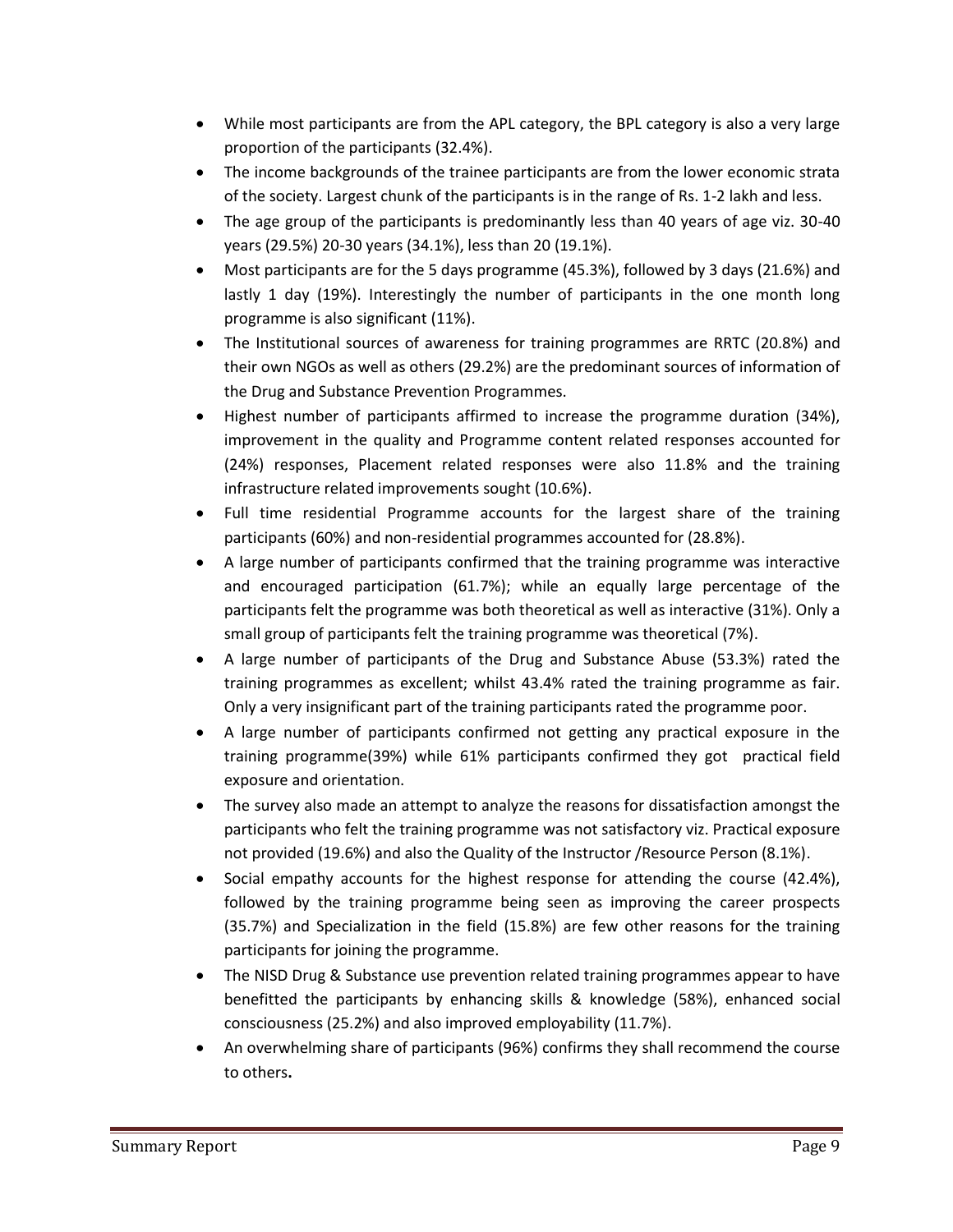- While most participants are from the APL category, the BPL category is also a very large proportion of the participants (32.4%).
- The income backgrounds of the trainee participants are from the lower economic strata of the society. Largest chunk of the participants is in the range of Rs. 1-2 lakh and less.
- The age group of the participants is predominantly less than 40 years of age viz. 30-40 years (29.5%) 20-30 years (34.1%), less than 20 (19.1%).
- Most participants are for the 5 days programme (45.3%), followed by 3 days (21.6%) and lastly 1 day (19%). Interestingly the number of participants in the one month long programme is also significant (11%).
- The Institutional sources of awareness for training programmes are RRTC (20.8%) and their own NGOs as well as others (29.2%) are the predominant sources of information of the Drug and Substance Prevention Programmes.
- Highest number of participants affirmed to increase the programme duration (34%), improvement in the quality and Programme content related responses accounted for (24%) responses, Placement related responses were also 11.8% and the training infrastructure related improvements sought (10.6%).
- Full time residential Programme accounts for the largest share of the training participants (60%) and non-residential programmes accounted for (28.8%).
- A large number of participants confirmed that the training programme was interactive and encouraged participation (61.7%); while an equally large percentage of the participants felt the programme was both theoretical as well as interactive (31%). Only a small group of participants felt the training programme was theoretical (7%).
- A large number of participants of the Drug and Substance Abuse (53.3%) rated the training programmes as excellent; whilst 43.4% rated the training programme as fair. Only a very insignificant part of the training participants rated the programme poor.
- A large number of participants confirmed not getting any practical exposure in the training programme(39%) while 61% participants confirmed they got practical field exposure and orientation.
- The survey also made an attempt to analyze the reasons for dissatisfaction amongst the participants who felt the training programme was not satisfactory viz. Practical exposure not provided (19.6%) and also the Quality of the Instructor /Resource Person (8.1%).
- Social empathy accounts for the highest response for attending the course (42.4%), followed by the training programme being seen as improving the career prospects (35.7%) and Specialization in the field (15.8%) are few other reasons for the training participants for joining the programme.
- The NISD Drug & Substance use prevention related training programmes appear to have benefitted the participants by enhancing skills & knowledge (58%), enhanced social consciousness (25.2%) and also improved employability (11.7%).
- An overwhelming share of participants (96%) confirms they shall recommend the course to others**.**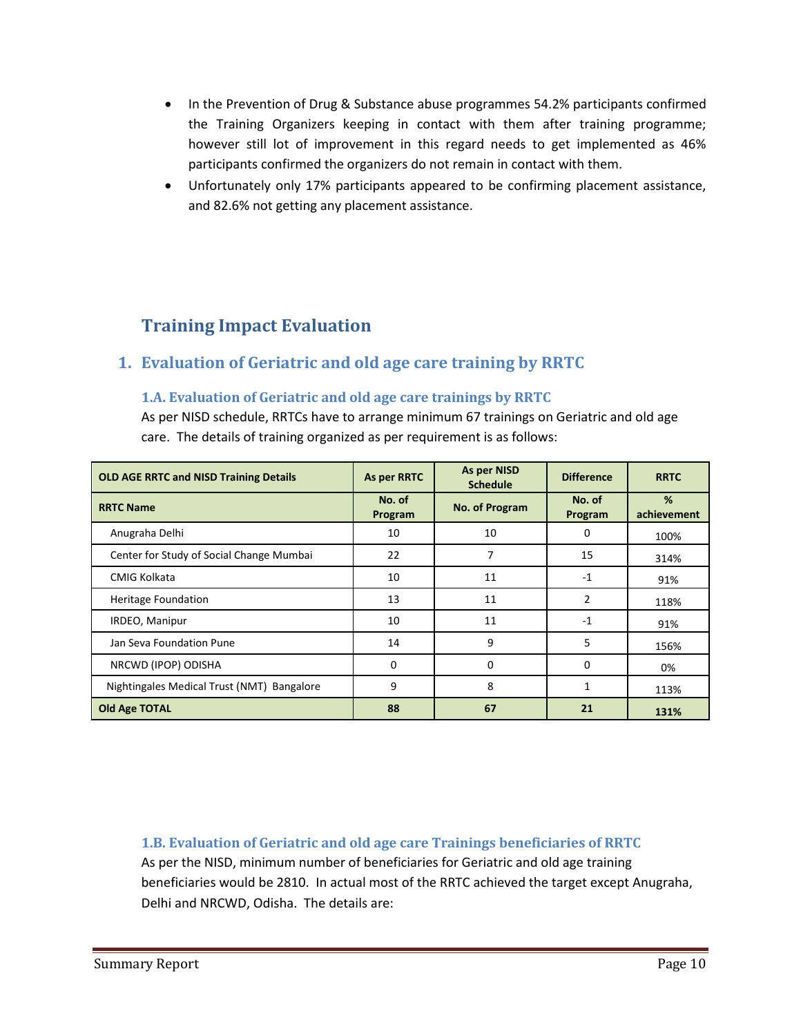- In the Prevention of Drug & Substance abuse programmes 54.2% participants confirmed the Training Organizers keeping in contact with them after training programme; however still lot of improvement in this regard needs to get implemented as 46% participants confirmed the organizers do not remain in contact with them.
- Unfortunately only 17% participants appeared to be confirming placement assistance, and 82.6% not getting any placement assistance.

# Training Impact Evaluation

## 1. Evaluation of Geriatric and old age care training by RRTC

### 1.A. Evaluation of Geriatric and old age care trainings by RRTC

As per NISD schedule, RRTCs have to arrange minimum 67 trainings on Geriatric and old age care. The details of training organized as per requirement is as follows:

| OLD AGE RRTC and NISD Training Details | As per RRTC | As per NISD Schedule | Difference | RRTC |
|---|---|---|---|---|
| **RRTC Name** | **No. of Program** | **No. of Program** | **No. of Program** | **% achievement** |
| Anugraha Delhi | 10 | 10 | 0 | 100% |
| Center for Study of Social Change Mumbai | 22 | 7 | 15 | 314% |
| CMIG Kolkata | 10 | 11 | -1 | 91% |
| Heritage Foundation | 13 | 11 | 2 | 118% |
| IRDEO, Manipur | 10 | 11 | -1 | 91% |
| Jan Seva Foundation Pune | 14 | 9 | 5 | 156% |
| NRCWD (IPOP) ODISHA | 0 | 0 | 0 | 0% |
| Nightingales Medical Trust (NMT) Bangalore | 9 | 8 | 1 | 113% |
| **Old Age TOTAL** | **88** | **67** | **21** | **131%** |

### 1.B. Evaluation of Geriatric and old age care Trainings beneficiaries of RRTC

As per the NISD, minimum number of beneficiaries for Geriatric and old age training beneficiaries would be 2810. In actual most of the RRTC achieved the target except Anugraha, Delhi and NRCWD, Odisha. The details are: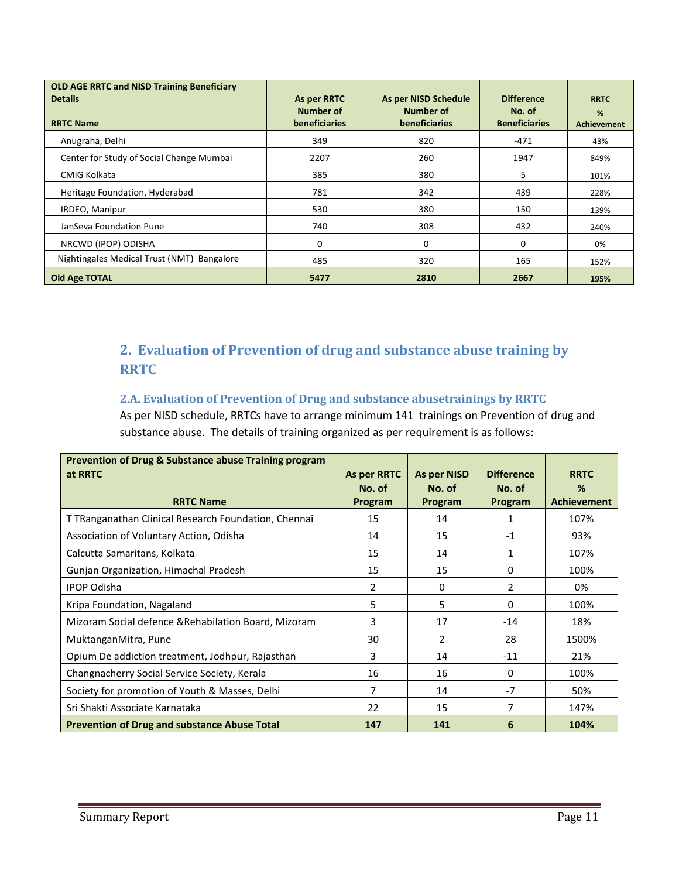| OLD AGE RRTC and NISD Training Beneficiary Details | As per RRTC | As per NISD Schedule | Difference | RRTC |
|---|---|---|---|---|
| **RRTC Name** | **Number of beneficiaries** | **Number of beneficiaries** | **No. of Beneficiaries** | **% Achievement** |
| Anugraha, Delhi | 349 | 820 | -471 | 43% |
| Center for Study of Social Change Mumbai | 2207 | 260 | 1947 | 849% |
| CMIG Kolkata | 385 | 380 | 5 | 101% |
| Heritage Foundation, Hyderabad | 781 | 342 | 439 | 228% |
| IRDEO, Manipur | 530 | 380 | 150 | 139% |
| JanSeva Foundation Pune | 740 | 308 | 432 | 240% |
| NRCWD (IPOP) ODISHA | 0 | 0 | 0 | 0% |
| Nightingales Medical Trust (NMT) Bangalore | 485 | 320 | 165 | 152% |
| **Old Age TOTAL** | **5477** | **2810** | **2667** | **195%** |

## 2. Evaluation of Prevention of drug and substance abuse training by RRTC

### 2.A. Evaluation of Prevention of Drug and substance abusetrainings by RRTC

As per NISD schedule, RRTCs have to arrange minimum 141 trainings on Prevention of drug and substance abuse. The details of training organized as per requirement is as follows:

| Prevention of Drug & Substance abuse Training program at RRTC | As per RRTC | As per NISD | Difference | RRTC |
|---|---|---|---|---|
| **RRTC Name** | **No. of Program** | **No. of Program** | **No. of Program** | **% Achievement** |
| T TRanganathan Clinical Research Foundation, Chennai | 15 | 14 | 1 | 107% |
| Association of Voluntary Action, Odisha | 14 | 15 | -1 | 93% |
| Calcutta Samaritans, Kolkata | 15 | 14 | 1 | 107% |
| Gunjan Organization, Himachal Pradesh | 15 | 15 | 0 | 100% |
| IPOP Odisha | 2 | 0 | 2 | 0% |
| Kripa Foundation, Nagaland | 5 | 5 | 0 | 100% |
| Mizoram Social defence &Rehabilation Board, Mizoram | 3 | 17 | -14 | 18% |
| MuktanganMitra, Pune | 30 | 2 | 28 | 1500% |
| Opium De addiction treatment, Jodhpur, Rajasthan | 3 | 14 | -11 | 21% |
| Changnacherry Social Service Society, Kerala | 16 | 16 | 0 | 100% |
| Society for promotion of Youth & Masses, Delhi | 7 | 14 | -7 | 50% |
| Sri Shakti Associate Karnataka | 22 | 15 | 7 | 147% |
| **Prevention of Drug and substance Abuse Total** | **147** | **141** | **6** | **104%** |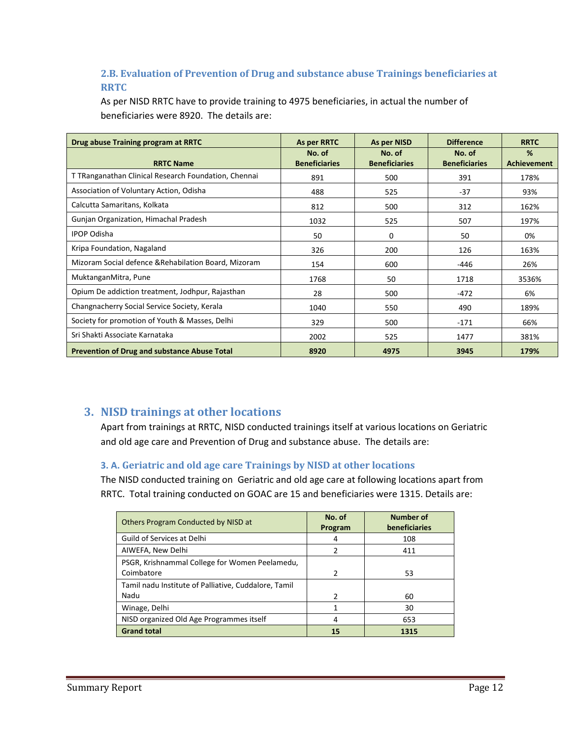### 2.B. Evaluation of Prevention of Drug and substance abuse Trainings beneficiaries at RRTC

As per NISD RRTC have to provide training to 4975 beneficiaries, in actual the number of beneficiaries were 8920. The details are:

| Drug abuse Training program at RRTC | As per RRTC | As per NISD | Difference | RRTC |
|---|---|---|---|---|
| RRTC Name | No. of Beneficiaries | No. of Beneficiaries | No. of Beneficiaries | % Achievement |
| T TRanganathan Clinical Research Foundation, Chennai | 891 | 500 | 391 | 178% |
| Association of Voluntary Action, Odisha | 488 | 525 | -37 | 93% |
| Calcutta Samaritans, Kolkata | 812 | 500 | 312 | 162% |
| Gunjan Organization, Himachal Pradesh | 1032 | 525 | 507 | 197% |
| IPOP Odisha | 50 | 0 | 50 | 0% |
| Kripa Foundation, Nagaland | 326 | 200 | 126 | 163% |
| Mizoram Social defence &Rehabilation Board, Mizoram | 154 | 600 | -446 | 26% |
| MuktanganMitra, Pune | 1768 | 50 | 1718 | 3536% |
| Opium De addiction treatment, Jodhpur, Rajasthan | 28 | 500 | -472 | 6% |
| Changnacherry Social Service Society, Kerala | 1040 | 550 | 490 | 189% |
| Society for promotion of Youth & Masses, Delhi | 329 | 500 | -171 | 66% |
| Sri Shakti Associate Karnataka | 2002 | 525 | 1477 | 381% |
| **Prevention of Drug and substance Abuse Total** | **8920** | **4975** | **3945** | **179%** |

## 3. NISD trainings at other locations

Apart from trainings at RRTC, NISD conducted trainings itself at various locations on Geriatric and old age care and Prevention of Drug and substance abuse. The details are:

### 3. A. Geriatric and old age care Trainings by NISD at other locations

The NISD conducted training on Geriatric and old age care at following locations apart from RRTC. Total training conducted on GOAC are 15 and beneficiaries were 1315. Details are:

| Others Program Conducted by NISD at | No. of Program | Number of beneficiaries |
|---|---|---|
| Guild of Services at Delhi | 4 | 108 |
| AIWEFA, New Delhi | 2 | 411 |
| PSGR, Krishnammal College for Women Peelamedu, Coimbatore | 2 | 53 |
| Tamil nadu Institute of Palliative, Cuddalore, Tamil Nadu | 2 | 60 |
| Winage, Delhi | 1 | 30 |
| NISD organized Old Age Programmes itself | 4 | 653 |
| **Grand total** | **15** | **1315** |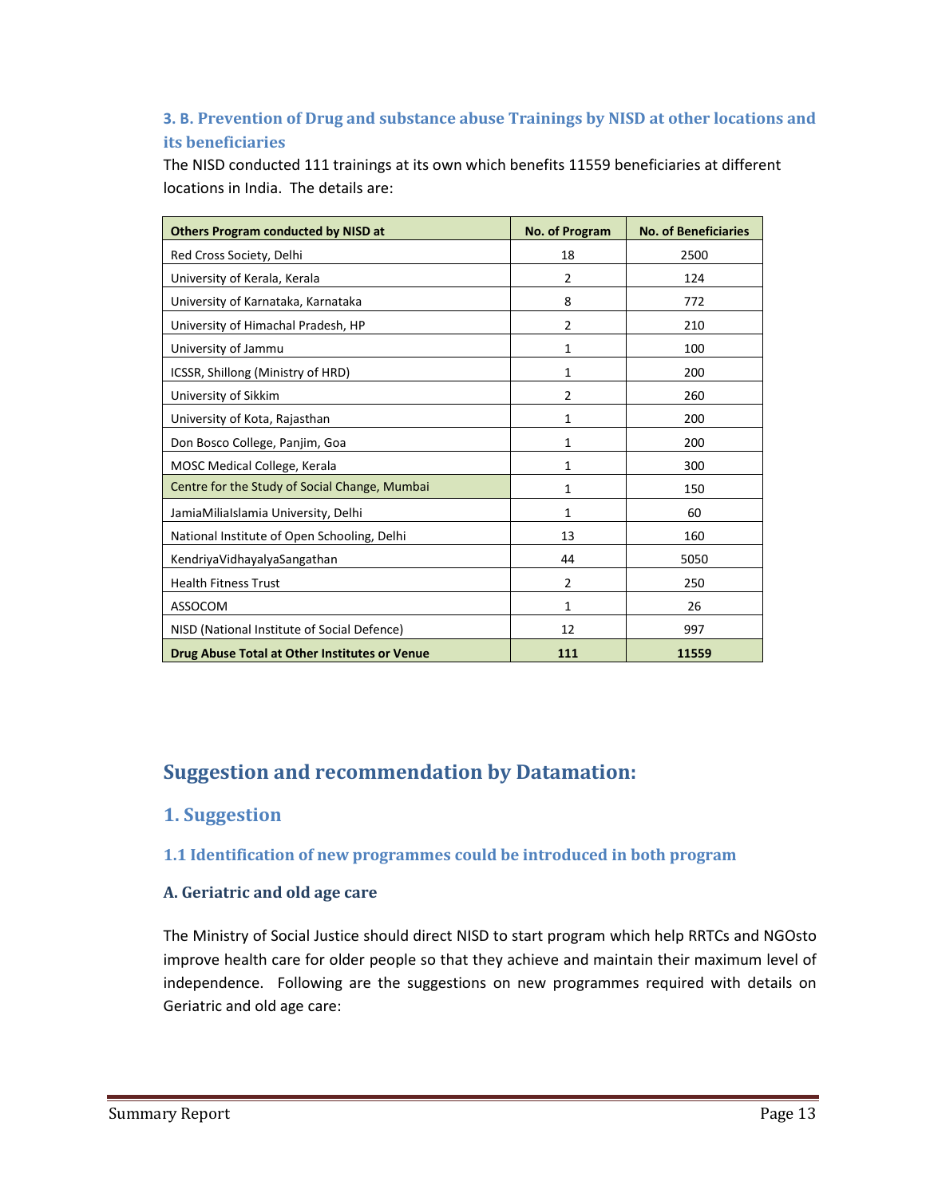### 3. B. Prevention of Drug and substance abuse Trainings by NISD at other locations and its beneficiaries

The NISD conducted 111 trainings at its own which benefits 11559 beneficiaries at different locations in India. The details are:

| Others Program conducted by NISD at | No. of Program | No. of Beneficiaries |
|---|---|---|
| Red Cross Society, Delhi | 18 | 2500 |
| University of Kerala, Kerala | 2 | 124 |
| University of Karnataka, Karnataka | 8 | 772 |
| University of Himachal Pradesh, HP | 2 | 210 |
| University of Jammu | 1 | 100 |
| ICSSR, Shillong (Ministry of HRD) | 1 | 200 |
| University of Sikkim | 2 | 260 |
| University of Kota, Rajasthan | 1 | 200 |
| Don Bosco College, Panjim, Goa | 1 | 200 |
| MOSC Medical College, Kerala | 1 | 300 |
| Centre for the Study of Social Change, Mumbai | 1 | 150 |
| JamiaMiliaIslamia University, Delhi | 1 | 60 |
| National Institute of Open Schooling, Delhi | 13 | 160 |
| KendriyaVidhayalyaSangathan | 44 | 5050 |
| Health Fitness Trust | 2 | 250 |
| ASSOCOM | 1 | 26 |
| NISD (National Institute of Social Defence) | 12 | 997 |
| **Drug Abuse Total at Other Institutes or Venue** | **111** | **11559** |

## Suggestion and recommendation by Datamation:

### 1. Suggestion

#### 1.1 Identification of new programmes could be introduced in both program

**A. Geriatric and old age care**

The Ministry of Social Justice should direct NISD to start program which help RRTCs and NGOsto improve health care for older people so that they achieve and maintain their maximum level of independence. Following are the suggestions on new programmes required with details on Geriatric and old age care: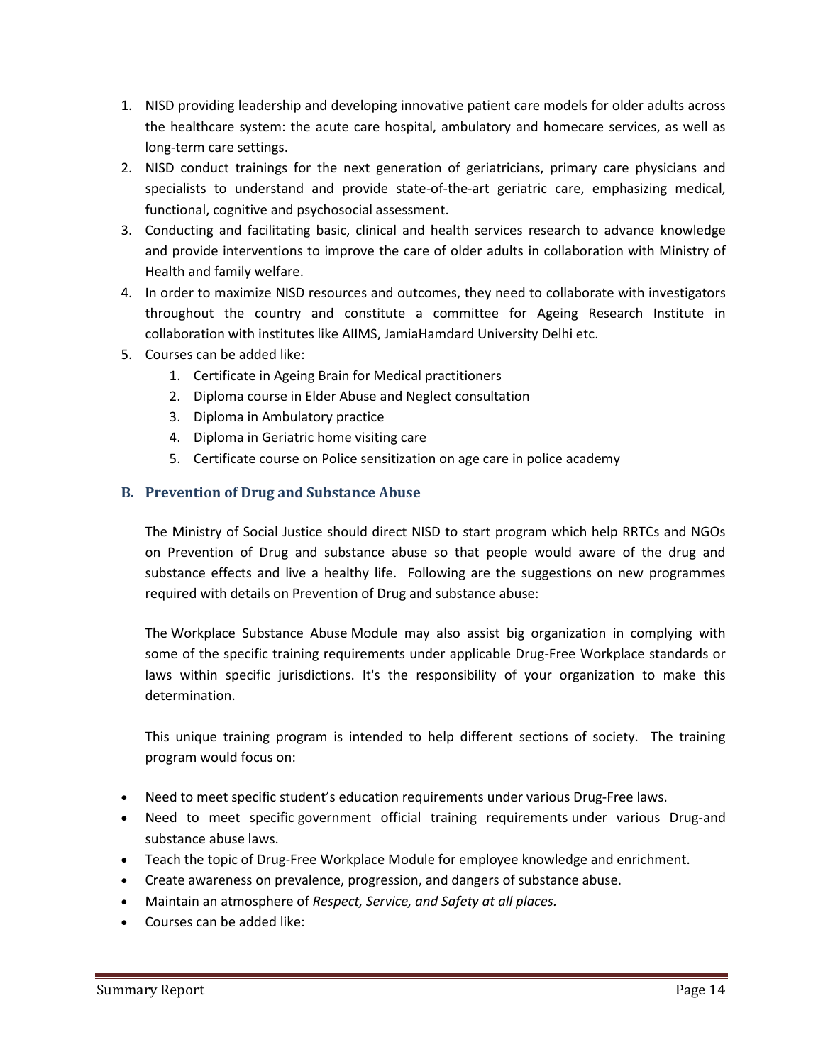1. NISD providing leadership and developing innovative patient care models for older adults across the healthcare system: the acute care hospital, ambulatory and homecare services, as well as long-term care settings.
2. NISD conduct trainings for the next generation of geriatricians, primary care physicians and specialists to understand and provide state-of-the-art geriatric care, emphasizing medical, functional, cognitive and psychosocial assessment.
3. Conducting and facilitating basic, clinical and health services research to advance knowledge and provide interventions to improve the care of older adults in collaboration with Ministry of Health and family welfare.
4. In order to maximize NISD resources and outcomes, they need to collaborate with investigators throughout the country and constitute a committee for Ageing Research Institute in collaboration with institutes like AIIMS, JamiaHamdard University Delhi etc.
5. Courses can be added like:
    1. Certificate in Ageing Brain for Medical practitioners
    2. Diploma course in Elder Abuse and Neglect consultation
    3. Diploma in Ambulatory practice
    4. Diploma in Geriatric home visiting care
    5. Certificate course on Police sensitization on age care in police academy

### B. Prevention of Drug and Substance Abuse

The Ministry of Social Justice should direct NISD to start program which help RRTCs and NGOs on Prevention of Drug and substance abuse so that people would aware of the drug and substance effects and live a healthy life. Following are the suggestions on new programmes required with details on Prevention of Drug and substance abuse:

The Workplace Substance Abuse Module may also assist big organization in complying with some of the specific training requirements under applicable Drug-Free Workplace standards or laws within specific jurisdictions. It's the responsibility of your organization to make this determination.

This unique training program is intended to help different sections of society. The training program would focus on:

- Need to meet specific student's education requirements under various Drug-Free laws.
- Need to meet specific government official training requirements under various Drug-and substance abuse laws.
- Teach the topic of Drug-Free Workplace Module for employee knowledge and enrichment.
- Create awareness on prevalence, progression, and dangers of substance abuse.
- Maintain an atmosphere of *Respect, Service, and Safety at all places.*
- Courses can be added like: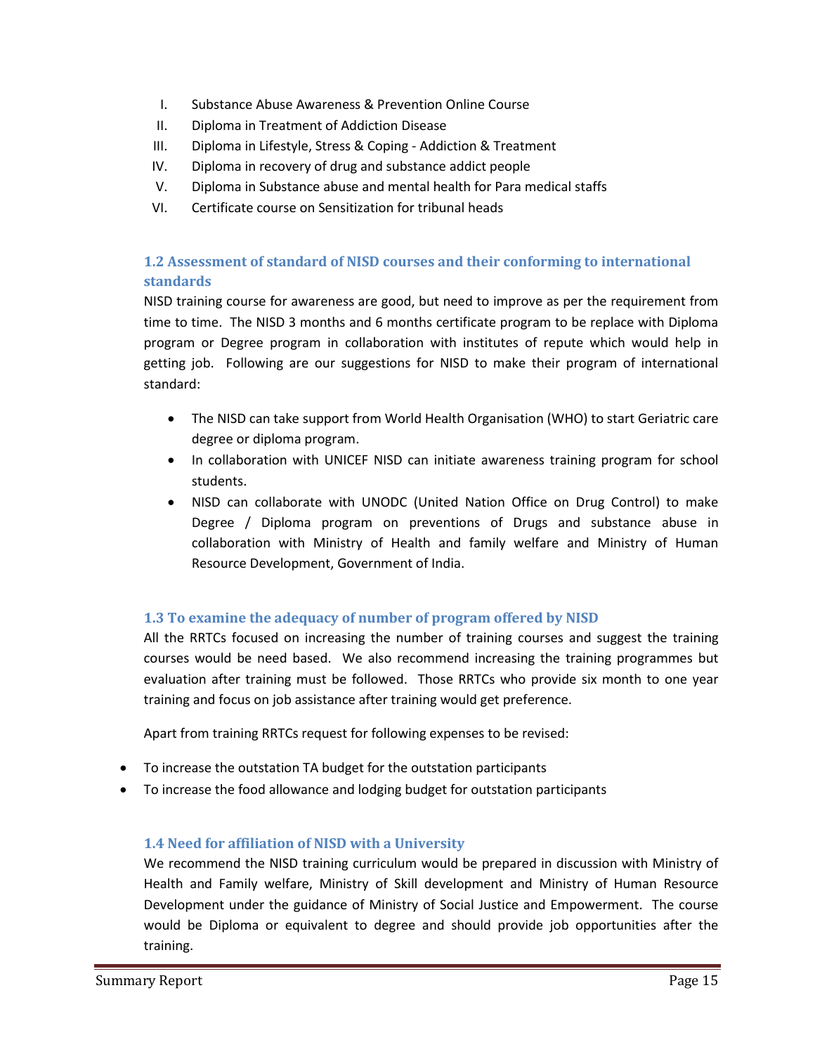I. Substance Abuse Awareness & Prevention Online Course
II. Diploma in Treatment of Addiction Disease
III. Diploma in Lifestyle, Stress & Coping - Addiction & Treatment
IV. Diploma in recovery of drug and substance addict people
V. Diploma in Substance abuse and mental health for Para medical staffs
VI. Certificate course on Sensitization for tribunal heads

### 1.2 Assessment of standard of NISD courses and their conforming to international standards

NISD training course for awareness are good, but need to improve as per the requirement from time to time. The NISD 3 months and 6 months certificate program to be replace with Diploma program or Degree program in collaboration with institutes of repute which would help in getting job. Following are our suggestions for NISD to make their program of international standard:

- The NISD can take support from World Health Organisation (WHO) to start Geriatric care degree or diploma program.
- In collaboration with UNICEF NISD can initiate awareness training program for school students.
- NISD can collaborate with UNODC (United Nation Office on Drug Control) to make Degree / Diploma program on preventions of Drugs and substance abuse in collaboration with Ministry of Health and family welfare and Ministry of Human Resource Development, Government of India.

### 1.3 To examine the adequacy of number of program offered by NISD

All the RRTCs focused on increasing the number of training courses and suggest the training courses would be need based. We also recommend increasing the training programmes but evaluation after training must be followed. Those RRTCs who provide six month to one year training and focus on job assistance after training would get preference.

Apart from training RRTCs request for following expenses to be revised:

- To increase the outstation TA budget for the outstation participants
- To increase the food allowance and lodging budget for outstation participants

### 1.4 Need for affiliation of NISD with a University

We recommend the NISD training curriculum would be prepared in discussion with Ministry of Health and Family welfare, Ministry of Skill development and Ministry of Human Resource Development under the guidance of Ministry of Social Justice and Empowerment. The course would be Diploma or equivalent to degree and should provide job opportunities after the training.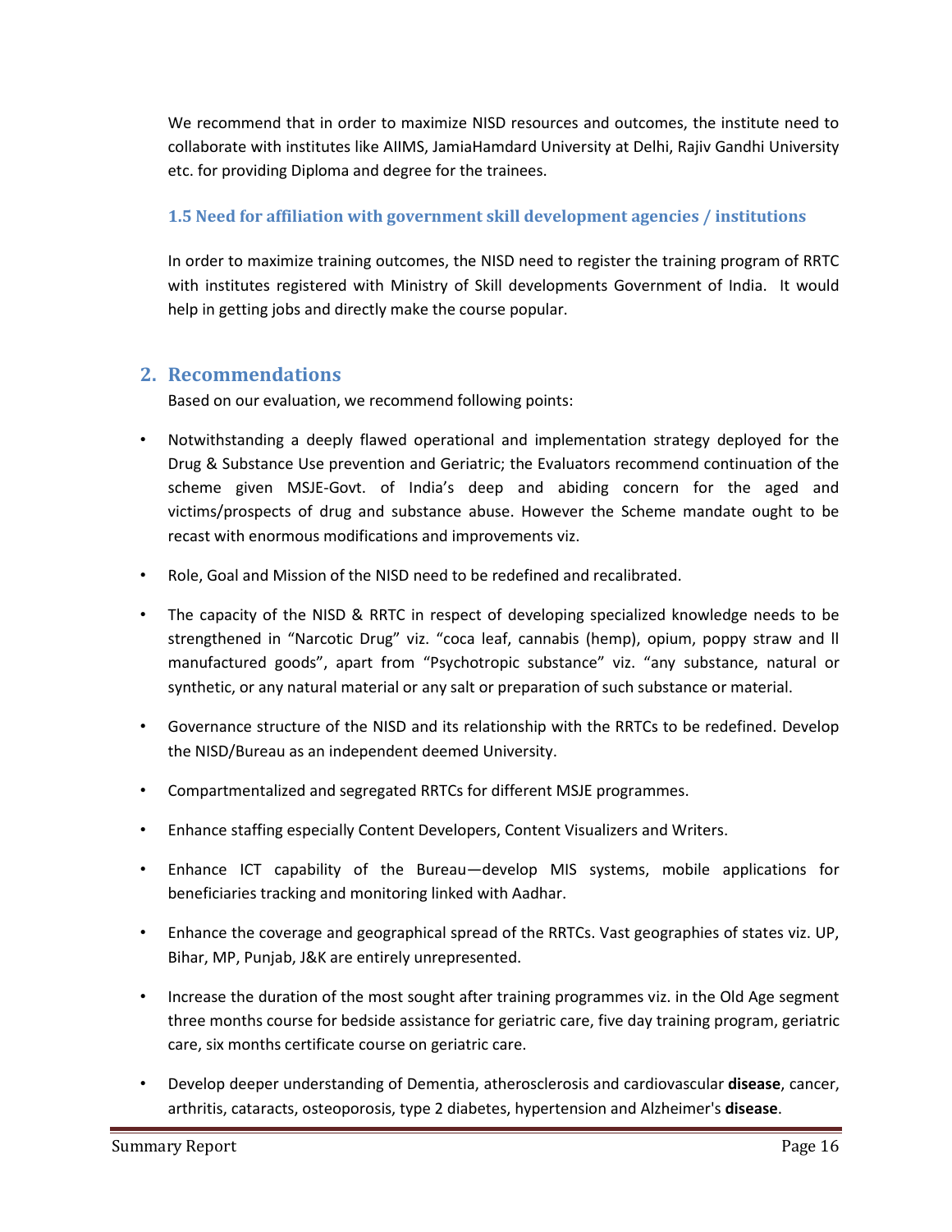We recommend that in order to maximize NISD resources and outcomes, the institute need to collaborate with institutes like AIIMS, JamiaHamdard University at Delhi, Rajiv Gandhi University etc. for providing Diploma and degree for the trainees.

### 1.5 Need for affiliation with government skill development agencies / institutions

In order to maximize training outcomes, the NISD need to register the training program of RRTC with institutes registered with Ministry of Skill developments Government of India. It would help in getting jobs and directly make the course popular.

## 2. Recommendations

Based on our evaluation, we recommend following points:

- Notwithstanding a deeply flawed operational and implementation strategy deployed for the Drug & Substance Use prevention and Geriatric; the Evaluators recommend continuation of the scheme given MSJE-Govt. of India's deep and abiding concern for the aged and victims/prospects of drug and substance abuse. However the Scheme mandate ought to be recast with enormous modifications and improvements viz.
- Role, Goal and Mission of the NISD need to be redefined and recalibrated.
- The capacity of the NISD & RRTC in respect of developing specialized knowledge needs to be strengthened in "Narcotic Drug" viz. "coca leaf, cannabis (hemp), opium, poppy straw and ll manufactured goods", apart from "Psychotropic substance" viz. "any substance, natural or synthetic, or any natural material or any salt or preparation of such substance or material.
- Governance structure of the NISD and its relationship with the RRTCs to be redefined. Develop the NISD/Bureau as an independent deemed University.
- Compartmentalized and segregated RRTCs for different MSJE programmes.
- Enhance staffing especially Content Developers, Content Visualizers and Writers.
- Enhance ICT capability of the Bureau—develop MIS systems, mobile applications for beneficiaries tracking and monitoring linked with Aadhar.
- Enhance the coverage and geographical spread of the RRTCs. Vast geographies of states viz. UP, Bihar, MP, Punjab, J&K are entirely unrepresented.
- Increase the duration of the most sought after training programmes viz. in the Old Age segment three months course for bedside assistance for geriatric care, five day training program, geriatric care, six months certificate course on geriatric care.
- Develop deeper understanding of Dementia, atherosclerosis and cardiovascular **disease**, cancer, arthritis, cataracts, osteoporosis, type 2 diabetes, hypertension and Alzheimer's **disease**.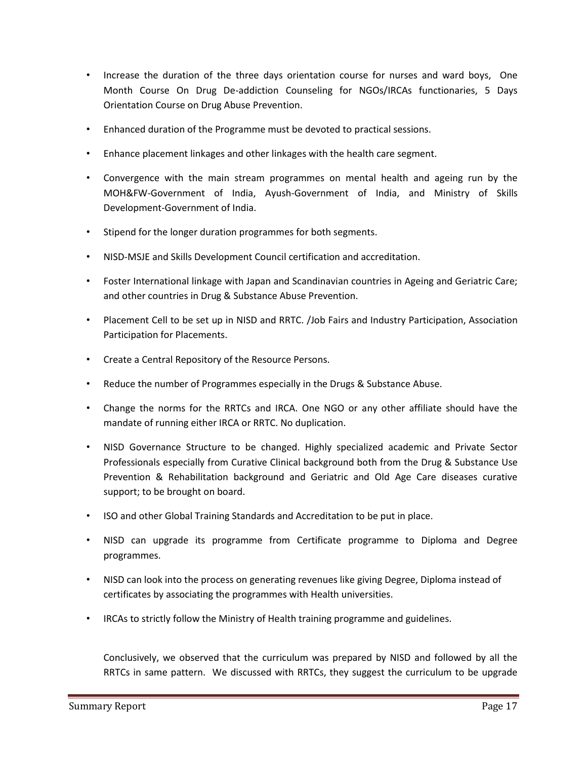- Increase the duration of the three days orientation course for nurses and ward boys, One Month Course On Drug De-addiction Counseling for NGOs/IRCAs functionaries, 5 Days Orientation Course on Drug Abuse Prevention.
- Enhanced duration of the Programme must be devoted to practical sessions.
- Enhance placement linkages and other linkages with the health care segment.
- Convergence with the main stream programmes on mental health and ageing run by the MOH&FW-Government of India, Ayush-Government of India, and Ministry of Skills Development-Government of India.
- Stipend for the longer duration programmes for both segments.
- NISD-MSJE and Skills Development Council certification and accreditation.
- Foster International linkage with Japan and Scandinavian countries in Ageing and Geriatric Care; and other countries in Drug & Substance Abuse Prevention.
- Placement Cell to be set up in NISD and RRTC. /Job Fairs and Industry Participation, Association Participation for Placements.
- Create a Central Repository of the Resource Persons.
- Reduce the number of Programmes especially in the Drugs & Substance Abuse.
- Change the norms for the RRTCs and IRCA. One NGO or any other affiliate should have the mandate of running either IRCA or RRTC. No duplication.
- NISD Governance Structure to be changed. Highly specialized academic and Private Sector Professionals especially from Curative Clinical background both from the Drug & Substance Use Prevention & Rehabilitation background and Geriatric and Old Age Care diseases curative support; to be brought on board.
- ISO and other Global Training Standards and Accreditation to be put in place.
- NISD can upgrade its programme from Certificate programme to Diploma and Degree programmes.
- NISD can look into the process on generating revenues like giving Degree, Diploma instead of certificates by associating the programmes with Health universities.
- IRCAs to strictly follow the Ministry of Health training programme and guidelines.

Conclusively, we observed that the curriculum was prepared by NISD and followed by all the RRTCs in same pattern. We discussed with RRTCs, they suggest the curriculum to be upgrade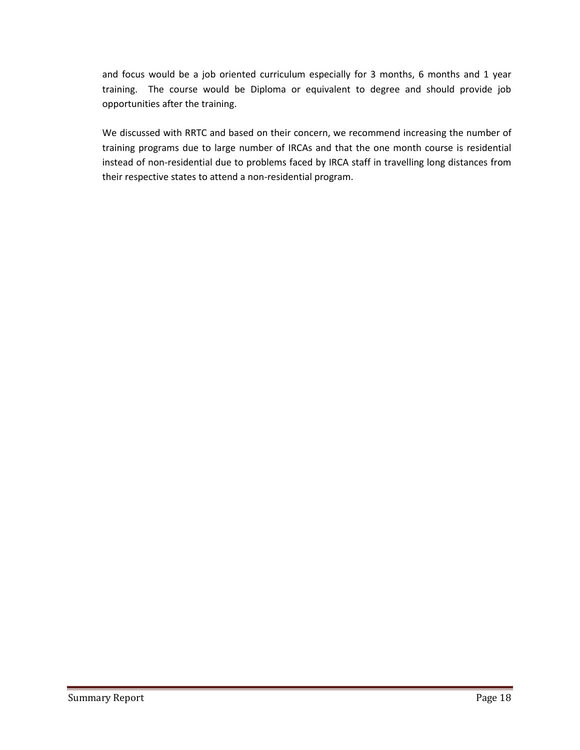and focus would be a job oriented curriculum especially for 3 months, 6 months and 1 year training. The course would be Diploma or equivalent to degree and should provide job opportunities after the training.

We discussed with RRTC and based on their concern, we recommend increasing the number of training programs due to large number of IRCAs and that the one month course is residential instead of non-residential due to problems faced by IRCA staff in travelling long distances from their respective states to attend a non-residential program.